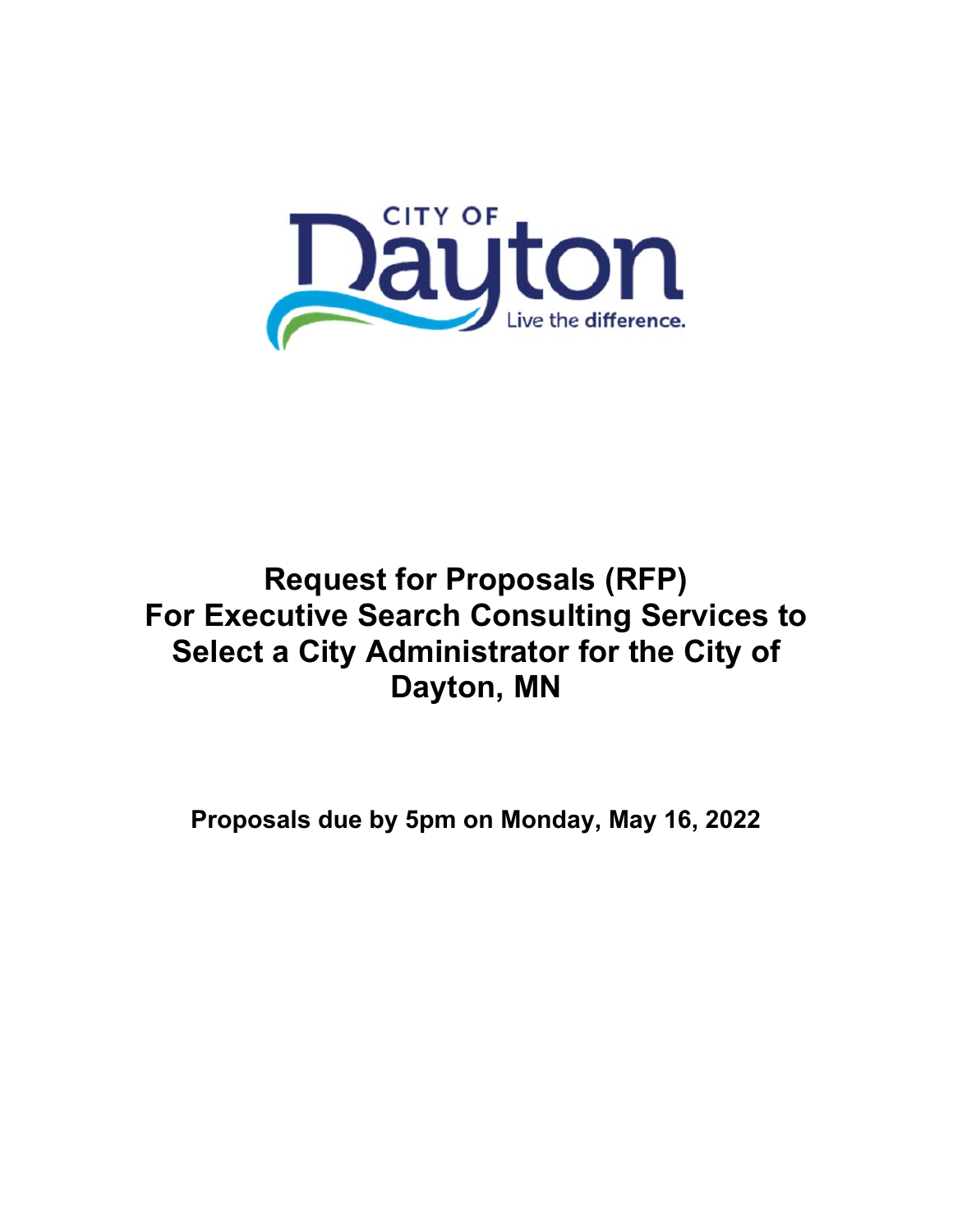CITY OF

Dayton

Live the difference.

# Request for Proposals (RFP) For Executive Search Consulting Services to Select a City Administrator for the City of Dayton, MN

**Proposals due by 5pm on Monday, May 16, 2022**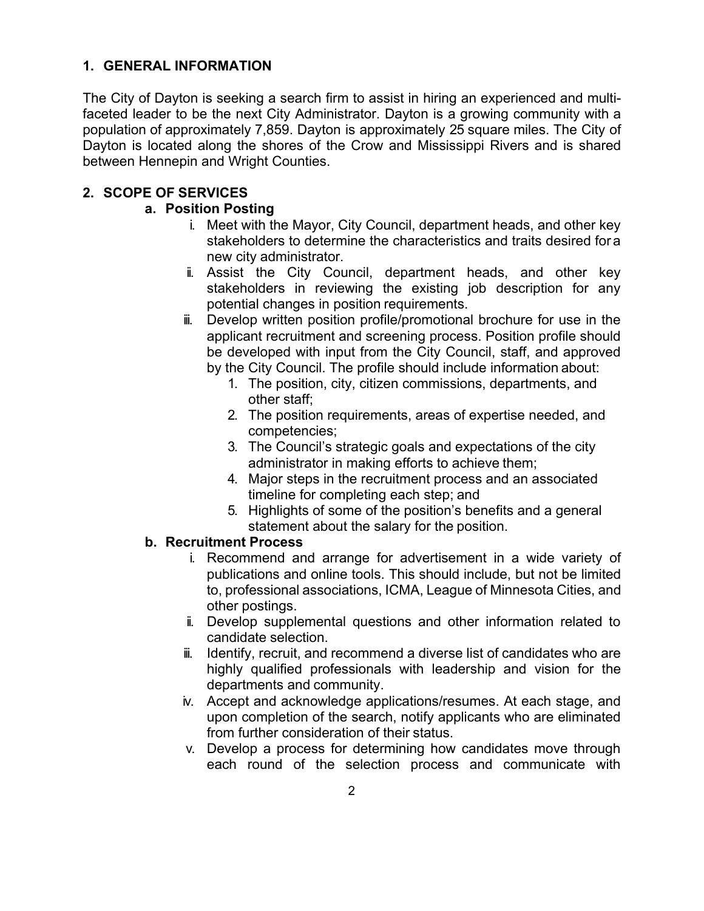## 1. GENERAL INFORMATION

The City of Dayton is seeking a search firm to assist in hiring an experienced and multi-faceted leader to be the next City Administrator. Dayton is a growing community with a population of approximately 7,859. Dayton is approximately 25 square miles. The City of Dayton is located along the shores of the Crow and Mississippi Rivers and is shared between Hennepin and Wright Counties.

## 2. SCOPE OF SERVICES

### a. Position Posting

- i. Meet with the Mayor, City Council, department heads, and other key stakeholders to determine the characteristics and traits desired for a new city administrator.
- ii. Assist the City Council, department heads, and other key stakeholders in reviewing the existing job description for any potential changes in position requirements.
- iii. Develop written position profile/promotional brochure for use in the applicant recruitment and screening process. Position profile should be developed with input from the City Council, staff, and approved by the City Council. The profile should include information about:
    1. The position, city, citizen commissions, departments, and other staff;
    2. The position requirements, areas of expertise needed, and competencies;
    3. The Council's strategic goals and expectations of the city administrator in making efforts to achieve them;
    4. Major steps in the recruitment process and an associated timeline for completing each step; and
    5. Highlights of some of the position's benefits and a general statement about the salary for the position.

### b. Recruitment Process

- i. Recommend and arrange for advertisement in a wide variety of publications and online tools. This should include, but not be limited to, professional associations, ICMA, League of Minnesota Cities, and other postings.
- ii. Develop supplemental questions and other information related to candidate selection.
- iii. Identify, recruit, and recommend a diverse list of candidates who are highly qualified professionals with leadership and vision for the departments and community.
- iv. Accept and acknowledge applications/resumes. At each stage, and upon completion of the search, notify applicants who are eliminated from further consideration of their status.
- v. Develop a process for determining how candidates move through each round of the selection process and communicate with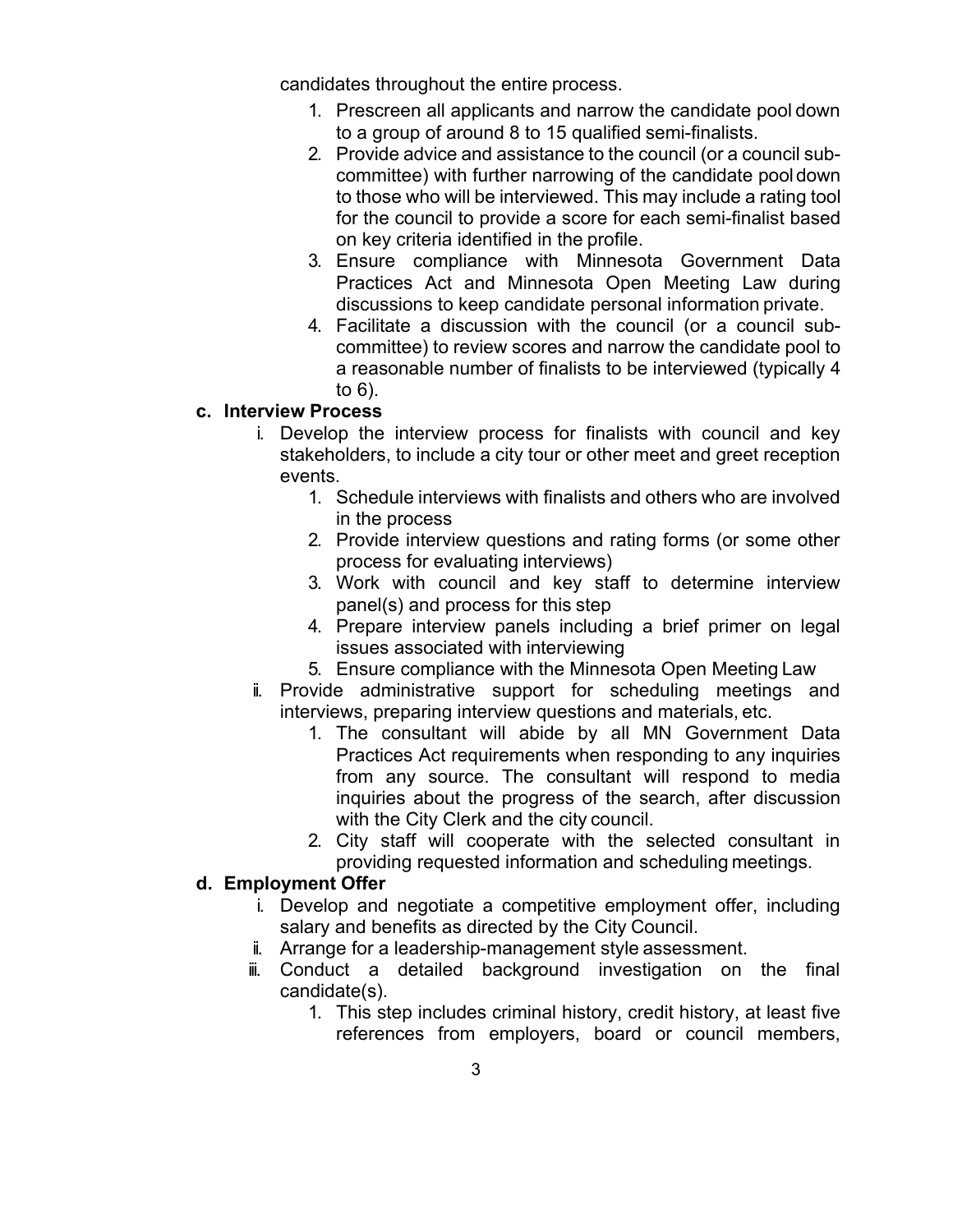candidates throughout the entire process.

1. Prescreen all applicants and narrow the candidate pool down to a group of around 8 to 15 qualified semi-finalists.
2. Provide advice and assistance to the council (or a council sub-committee) with further narrowing of the candidate pool down to those who will be interviewed. This may include a rating tool for the council to provide a score for each semi-finalist based on key criteria identified in the profile.
3. Ensure compliance with Minnesota Government Data Practices Act and Minnesota Open Meeting Law during discussions to keep candidate personal information private.
4. Facilitate a discussion with the council (or a council sub-committee) to review scores and narrow the candidate pool to a reasonable number of finalists to be interviewed (typically 4 to 6).

**c. Interview Process**

i. Develop the interview process for finalists with council and key stakeholders, to include a city tour or other meet and greet reception events.
   1. Schedule interviews with finalists and others who are involved in the process
   2. Provide interview questions and rating forms (or some other process for evaluating interviews)
   3. Work with council and key staff to determine interview panel(s) and process for this step
   4. Prepare interview panels including a brief primer on legal issues associated with interviewing
   5. Ensure compliance with the Minnesota Open Meeting Law

ii. Provide administrative support for scheduling meetings and interviews, preparing interview questions and materials, etc.
   1. The consultant will abide by all MN Government Data Practices Act requirements when responding to any inquiries from any source. The consultant will respond to media inquiries about the progress of the search, after discussion with the City Clerk and the city council.
   2. City staff will cooperate with the selected consultant in providing requested information and scheduling meetings.

**d. Employment Offer**

i. Develop and negotiate a competitive employment offer, including salary and benefits as directed by the City Council.

ii. Arrange for a leadership-management style assessment.

iii. Conduct a detailed background investigation on the final candidate(s).
   1. This step includes criminal history, credit history, at least five references from employers, board or council members,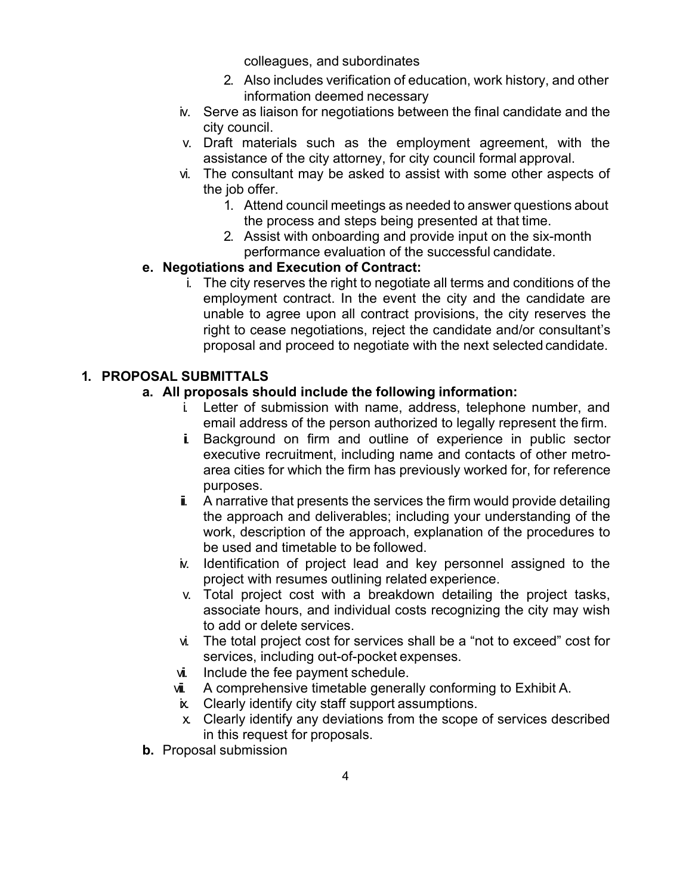colleagues, and subordinates

2. Also includes verification of education, work history, and other information deemed necessary

iv. Serve as liaison for negotiations between the final candidate and the city council.

v. Draft materials such as the employment agreement, with the assistance of the city attorney, for city council formal approval.

vi. The consultant may be asked to assist with some other aspects of the job offer.

   1. Attend council meetings as needed to answer questions about the process and steps being presented at that time.
   2. Assist with onboarding and provide input on the six-month performance evaluation of the successful candidate.

**e. Negotiations and Execution of Contract:**

i. The city reserves the right to negotiate all terms and conditions of the employment contract. In the event the city and the candidate are unable to agree upon all contract provisions, the city reserves the right to cease negotiations, reject the candidate and/or consultant's proposal and proceed to negotiate with the next selected candidate.

## 1. PROPOSAL SUBMITTALS

**a. All proposals should include the following information:**

i. Letter of submission with name, address, telephone number, and email address of the person authorized to legally represent the firm.

ii. Background on firm and outline of experience in public sector executive recruitment, including name and contacts of other metro-area cities for which the firm has previously worked for, for reference purposes.

iii. A narrative that presents the services the firm would provide detailing the approach and deliverables; including your understanding of the work, description of the approach, explanation of the procedures to be used and timetable to be followed.

iv. Identification of project lead and key personnel assigned to the project with resumes outlining related experience.

v. Total project cost with a breakdown detailing the project tasks, associate hours, and individual costs recognizing the city may wish to add or delete services.

vi. The total project cost for services shall be a "not to exceed" cost for services, including out-of-pocket expenses.

vii. Include the fee payment schedule.

viii. A comprehensive timetable generally conforming to Exhibit A.

ix. Clearly identify city staff support assumptions.

x. Clearly identify any deviations from the scope of services described in this request for proposals.

**b.** Proposal submission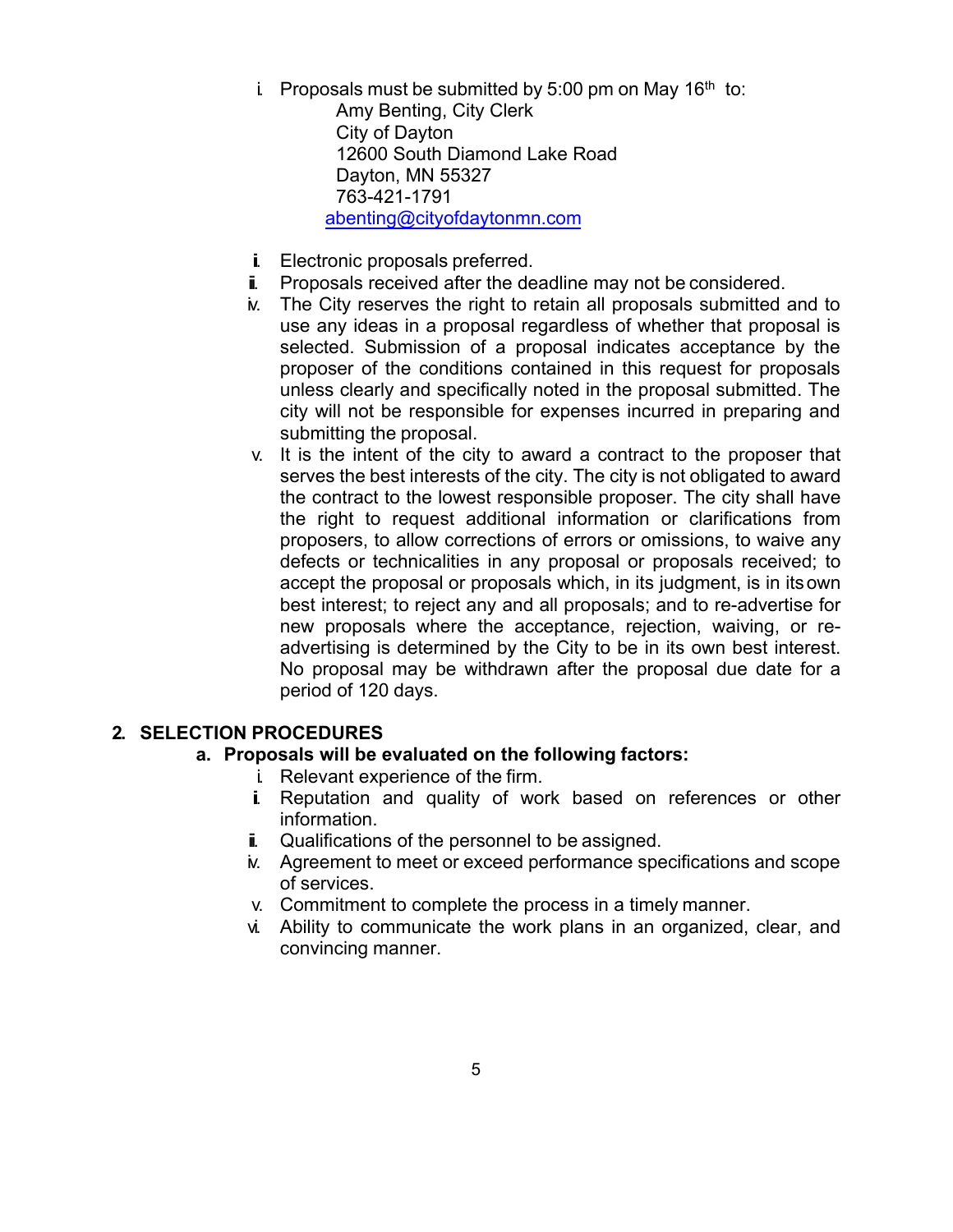i. Proposals must be submitted by 5:00 pm on May 16th to:

   Amy Benting, City Clerk
   City of Dayton
   12600 South Diamond Lake Road
   Dayton, MN 55327
   763-421-1791
   abenting@cityofdaytonmn.com

ii. Electronic proposals preferred.

iii. Proposals received after the deadline may not be considered.

iv. The City reserves the right to retain all proposals submitted and to use any ideas in a proposal regardless of whether that proposal is selected. Submission of a proposal indicates acceptance by the proposer of the conditions contained in this request for proposals unless clearly and specifically noted in the proposal submitted. The city will not be responsible for expenses incurred in preparing and submitting the proposal.

v. It is the intent of the city to award a contract to the proposer that serves the best interests of the city. The city is not obligated to award the contract to the lowest responsible proposer. The city shall have the right to request additional information or clarifications from proposers, to allow corrections of errors or omissions, to waive any defects or technicalities in any proposal or proposals received; to accept the proposal or proposals which, in its judgment, is in its own best interest; to reject any and all proposals; and to re-advertise for new proposals where the acceptance, rejection, waiving, or re-advertising is determined by the City to be in its own best interest. No proposal may be withdrawn after the proposal due date for a period of 120 days.

## 2. SELECTION PROCEDURES

### a. Proposals will be evaluated on the following factors:

i. Relevant experience of the firm.

ii. Reputation and quality of work based on references or other information.

iii. Qualifications of the personnel to be assigned.

iv. Agreement to meet or exceed performance specifications and scope of services.

v. Commitment to complete the process in a timely manner.

vi. Ability to communicate the work plans in an organized, clear, and convincing manner.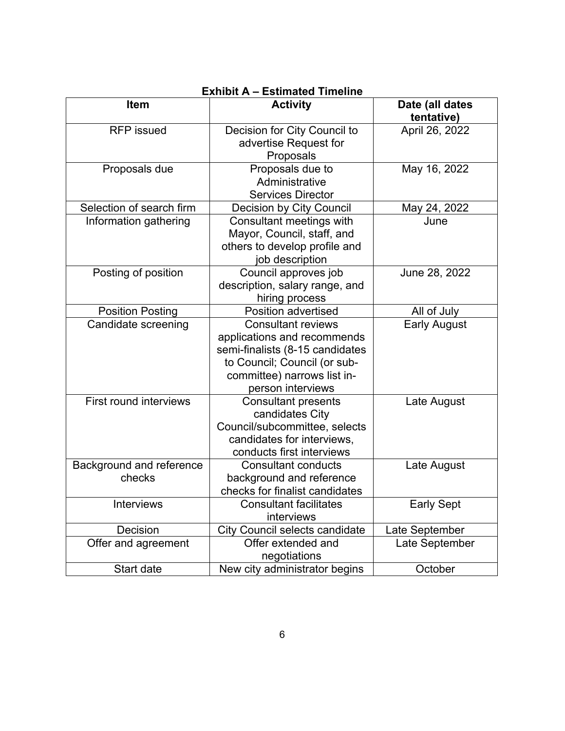**Exhibit A – Estimated Timeline**

| Item | Activity | Date (all dates tentative) |
|---|---|---|
| RFP issued | Decision for City Council to advertise Request for Proposals | April 26, 2022 |
| Proposals due | Proposals due to Administrative Services Director | May 16, 2022 |
| Selection of search firm | Decision by City Council | May 24, 2022 |
| Information gathering | Consultant meetings with Mayor, Council, staff, and others to develop profile and job description | June |
| Posting of position | Council approves job description, salary range, and hiring process | June 28, 2022 |
| Position Posting | Position advertised | All of July |
| Candidate screening | Consultant reviews applications and recommends semi-finalists (8-15 candidates to Council; Council (or sub-committee) narrows list in-person interviews | Early August |
| First round interviews | Consultant presents candidates City Council/subcommittee, selects candidates for interviews, conducts first interviews | Late August |
| Background and reference checks | Consultant conducts background and reference checks for finalist candidates | Late August |
| Interviews | Consultant facilitates interviews | Early Sept |
| Decision | City Council selects candidate | Late September |
| Offer and agreement | Offer extended and negotiations | Late September |
| Start date | New city administrator begins | October |